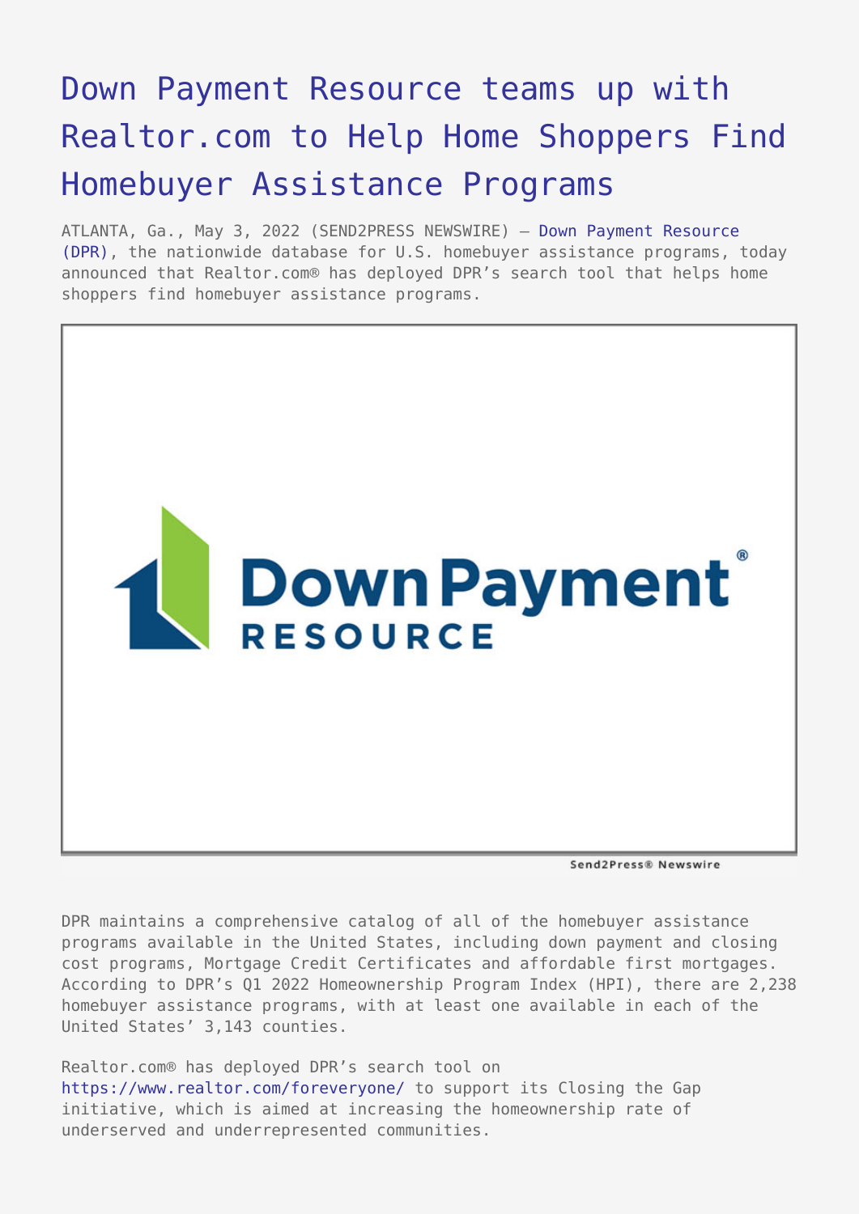# Down Payment Resource teams up with Realtor.com to Help Home Shoppers Find Homebuyer Assistance Programs

ATLANTA, Ga., May 3, 2022 (SEND2PRESS NEWSWIRE) — Down Payment Resource (DPR), the nationwide database for U.S. homebuyer assistance programs, today announced that Realtor.com® has deployed DPR's search tool that helps home shoppers find homebuyer assistance programs.

DPR maintains a comprehensive catalog of all of the homebuyer assistance programs available in the United States, including down payment and closing cost programs, Mortgage Credit Certificates and affordable first mortgages. According to DPR's Q1 2022 Homeownership Program Index (HPI), there are 2,238 homebuyer assistance programs, with at least one available in each of the United States' 3,143 counties.

Realtor.com® has deployed DPR's search tool on https://www.realtor.com/foreveryone/ to support its Closing the Gap initiative, which is aimed at increasing the homeownership rate of underserved and underrepresented communities.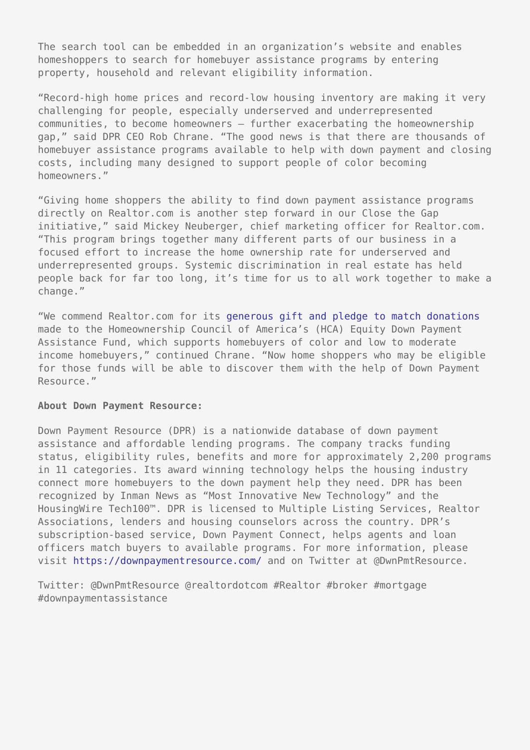The search tool can be embedded in an organization's website and enables homeshoppers to search for homebuyer assistance programs by entering property, household and relevant eligibility information.

"Record-high home prices and record-low housing inventory are making it very challenging for people, especially underserved and underrepresented communities, to become homeowners – further exacerbating the homeownership gap," said DPR CEO Rob Chrane. "The good news is that there are thousands of homebuyer assistance programs available to help with down payment and closing costs, including many designed to support people of color becoming homeowners."

"Giving home shoppers the ability to find down payment assistance programs directly on Realtor.com is another step forward in our Close the Gap initiative," said Mickey Neuberger, chief marketing officer for Realtor.com. "This program brings together many different parts of our business in a focused effort to increase the home ownership rate for underserved and underrepresented groups. Systemic discrimination in real estate has held people back for far too long, it's time for us to all work together to make a change."

"We commend Realtor.com for its generous gift and pledge to match donations made to the Homeownership Council of America's (HCA) Equity Down Payment Assistance Fund, which supports homebuyers of color and low to moderate income homebuyers," continued Chrane. "Now home shoppers who may be eligible for those funds will be able to discover them with the help of Down Payment Resource."

**About Down Payment Resource:**

Down Payment Resource (DPR) is a nationwide database of down payment assistance and affordable lending programs. The company tracks funding status, eligibility rules, benefits and more for approximately 2,200 programs in 11 categories. Its award winning technology helps the housing industry connect more homebuyers to the down payment help they need. DPR has been recognized by Inman News as "Most Innovative New Technology" and the HousingWire Tech100™. DPR is licensed to Multiple Listing Services, Realtor Associations, lenders and housing counselors across the country. DPR's subscription-based service, Down Payment Connect, helps agents and loan officers match buyers to available programs. For more information, please visit https://downpaymentresource.com/ and on Twitter at @DwnPmtResource.

Twitter: @DwnPmtResource @realtordotcom #Realtor #broker #mortgage #downpaymentassistance